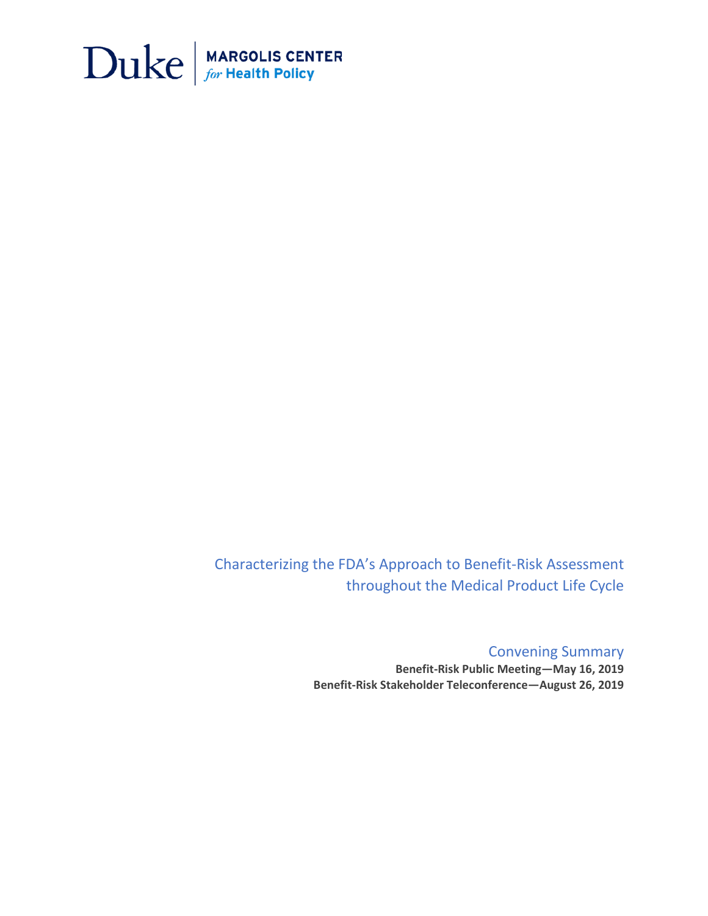Duke | MARGOLIS CENTER *for* **Health Policy**

# Characterizing the FDA's Approach to Benefit-Risk Assessment throughout the Medical Product Life Cycle

## Convening Summary

**Benefit-Risk Public Meeting—May 16, 2019**

**Benefit-Risk Stakeholder Teleconference—August 26, 2019**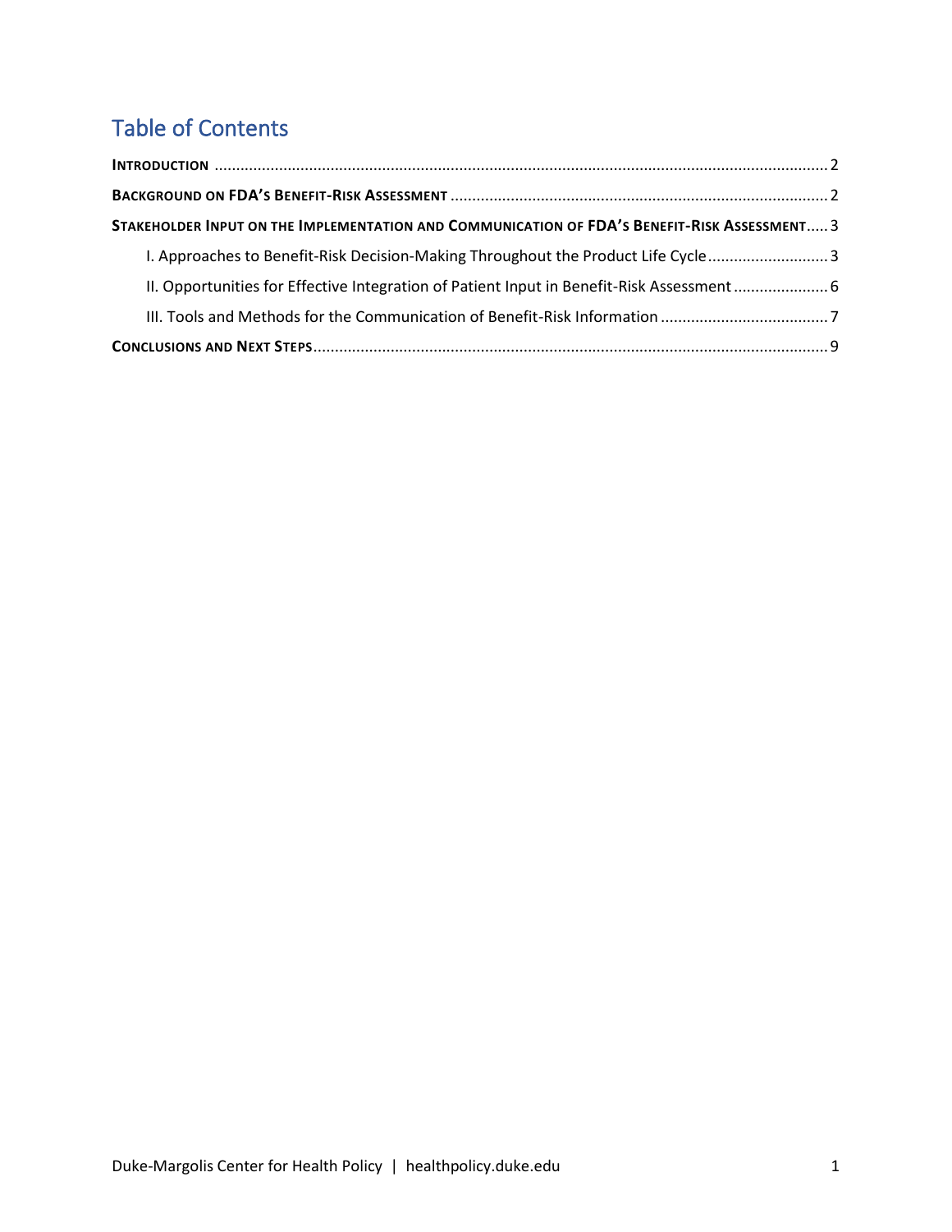# Table of Contents

**INTRODUCTION** ............................................................................................................................................ 2

**BACKGROUND ON FDA'S BENEFIT-RISK ASSESSMENT** ....................................................................................... 2

**STAKEHOLDER INPUT ON THE IMPLEMENTATION AND COMMUNICATION OF FDA'S BENEFIT-RISK ASSESSMENT** ..... 3

- I. Approaches to Benefit-Risk Decision-Making Throughout the Product Life Cycle ............................ 3
- II. Opportunities for Effective Integration of Patient Input in Benefit-Risk Assessment ...................... 6
- III. Tools and Methods for the Communication of Benefit-Risk Information ....................................... 7

**CONCLUSIONS AND NEXT STEPS** ....................................................................................................................... 9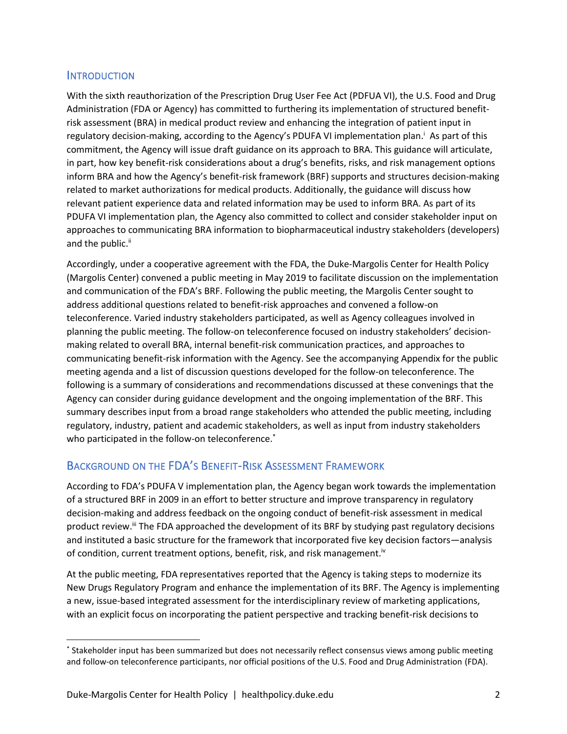## Introduction

With the sixth reauthorization of the Prescription Drug User Fee Act (PDFUA VI), the U.S. Food and Drug Administration (FDA or Agency) has committed to furthering its implementation of structured benefit-risk assessment (BRA) in medical product review and enhancing the integration of patient input in regulatory decision-making, according to the Agency's PDUFA VI implementation plan.[i] As part of this commitment, the Agency will issue draft guidance on its approach to BRA. This guidance will articulate, in part, how key benefit-risk considerations about a drug's benefits, risks, and risk management options inform BRA and how the Agency's benefit-risk framework (BRF) supports and structures decision-making related to market authorizations for medical products. Additionally, the guidance will discuss how relevant patient experience data and related information may be used to inform BRA. As part of its PDUFA VI implementation plan, the Agency also committed to collect and consider stakeholder input on approaches to communicating BRA information to biopharmaceutical industry stakeholders (developers) and the public.[ii]

Accordingly, under a cooperative agreement with the FDA, the Duke-Margolis Center for Health Policy (Margolis Center) convened a public meeting in May 2019 to facilitate discussion on the implementation and communication of the FDA's BRF. Following the public meeting, the Margolis Center sought to address additional questions related to benefit-risk approaches and convened a follow-on teleconference. Varied industry stakeholders participated, as well as Agency colleagues involved in planning the public meeting. The follow-on teleconference focused on industry stakeholders' decision-making related to overall BRA, internal benefit-risk communication practices, and approaches to communicating benefit-risk information with the Agency. See the accompanying Appendix for the public meeting agenda and a list of discussion questions developed for the follow-on teleconference. The following is a summary of considerations and recommendations discussed at these convenings that the Agency can consider during guidance development and the ongoing implementation of the BRF. This summary describes input from a broad range stakeholders who attended the public meeting, including regulatory, industry, patient and academic stakeholders, as well as input from industry stakeholders who participated in the follow-on teleconference.[*]

## Background on the FDA's Benefit-Risk Assessment Framework

According to FDA's PDUFA V implementation plan, the Agency began work towards the implementation of a structured BRF in 2009 in an effort to better structure and improve transparency in regulatory decision-making and address feedback on the ongoing conduct of benefit-risk assessment in medical product review.[iii] The FDA approached the development of its BRF by studying past regulatory decisions and instituted a basic structure for the framework that incorporated five key decision factors—analysis of condition, current treatment options, benefit, risk, and risk management.[iv]

At the public meeting, FDA representatives reported that the Agency is taking steps to modernize its New Drugs Regulatory Program and enhance the implementation of its BRF. The Agency is implementing a new, issue-based integrated assessment for the interdisciplinary review of marketing applications, with an explicit focus on incorporating the patient perspective and tracking benefit-risk decisions to

[*] Stakeholder input has been summarized but does not necessarily reflect consensus views among public meeting and follow-on teleconference participants, nor official positions of the U.S. Food and Drug Administration (FDA).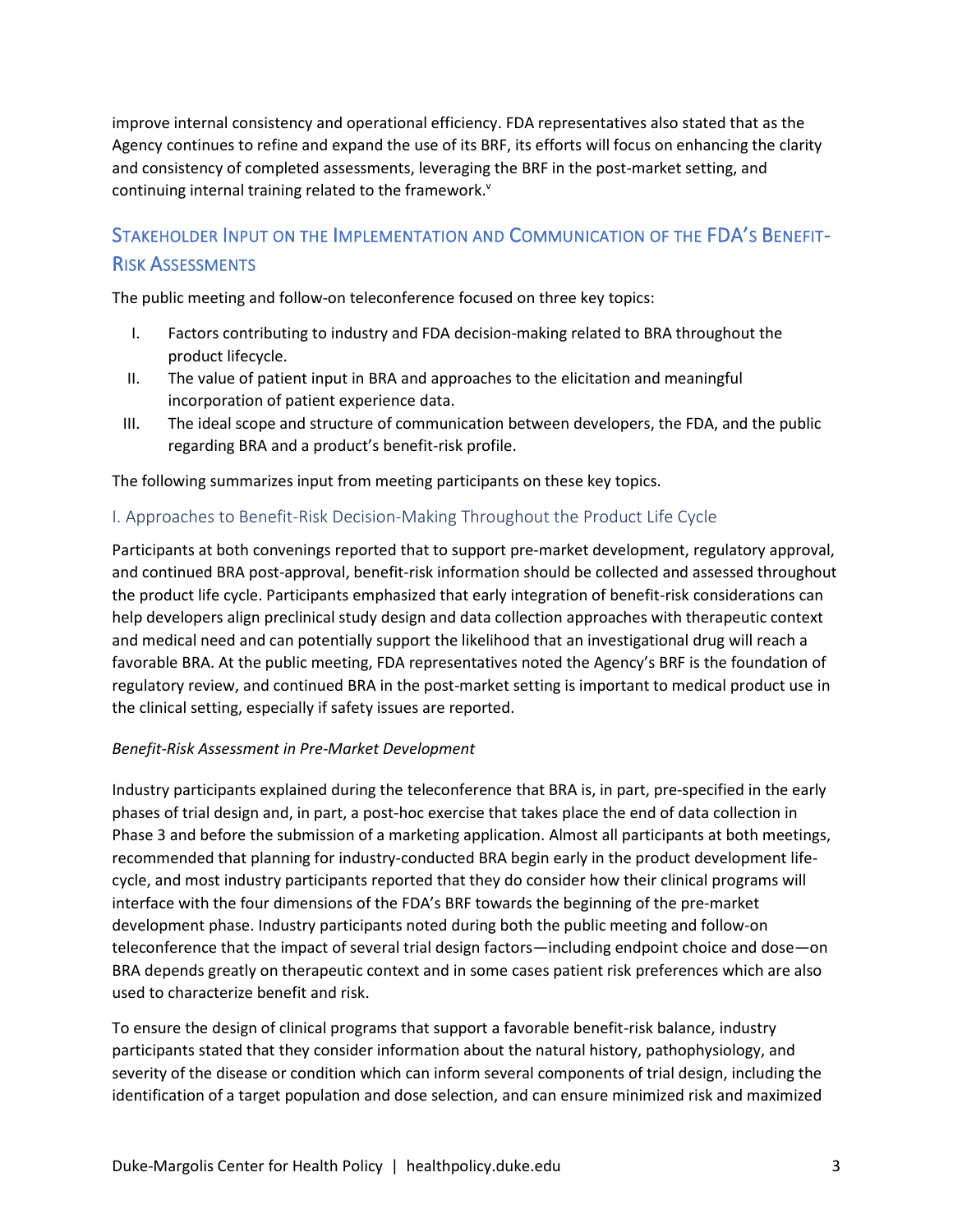improve internal consistency and operational efficiency. FDA representatives also stated that as the Agency continues to refine and expand the use of its BRF, its efforts will focus on enhancing the clarity and consistency of completed assessments, leveraging the BRF in the post-market setting, and continuing internal training related to the framework.[v]

## Stakeholder Input on the Implementation and Communication of the FDA's Benefit-Risk Assessments

The public meeting and follow-on teleconference focused on three key topics:

I. Factors contributing to industry and FDA decision-making related to BRA throughout the product lifecycle.
II. The value of patient input in BRA and approaches to the elicitation and meaningful incorporation of patient experience data.
III. The ideal scope and structure of communication between developers, the FDA, and the public regarding BRA and a product's benefit-risk profile.

The following summarizes input from meeting participants on these key topics.

### I. Approaches to Benefit-Risk Decision-Making Throughout the Product Life Cycle

Participants at both convenings reported that to support pre-market development, regulatory approval, and continued BRA post-approval, benefit-risk information should be collected and assessed throughout the product life cycle. Participants emphasized that early integration of benefit-risk considerations can help developers align preclinical study design and data collection approaches with therapeutic context and medical need and can potentially support the likelihood that an investigational drug will reach a favorable BRA. At the public meeting, FDA representatives noted the Agency's BRF is the foundation of regulatory review, and continued BRA in the post-market setting is important to medical product use in the clinical setting, especially if safety issues are reported.

*Benefit-Risk Assessment in Pre-Market Development*

Industry participants explained during the teleconference that BRA is, in part, pre-specified in the early phases of trial design and, in part, a post-hoc exercise that takes place the end of data collection in Phase 3 and before the submission of a marketing application. Almost all participants at both meetings, recommended that planning for industry-conducted BRA begin early in the product development life-cycle, and most industry participants reported that they do consider how their clinical programs will interface with the four dimensions of the FDA's BRF towards the beginning of the pre-market development phase. Industry participants noted during both the public meeting and follow-on teleconference that the impact of several trial design factors—including endpoint choice and dose—on BRA depends greatly on therapeutic context and in some cases patient risk preferences which are also used to characterize benefit and risk.

To ensure the design of clinical programs that support a favorable benefit-risk balance, industry participants stated that they consider information about the natural history, pathophysiology, and severity of the disease or condition which can inform several components of trial design, including the identification of a target population and dose selection, and can ensure minimized risk and maximized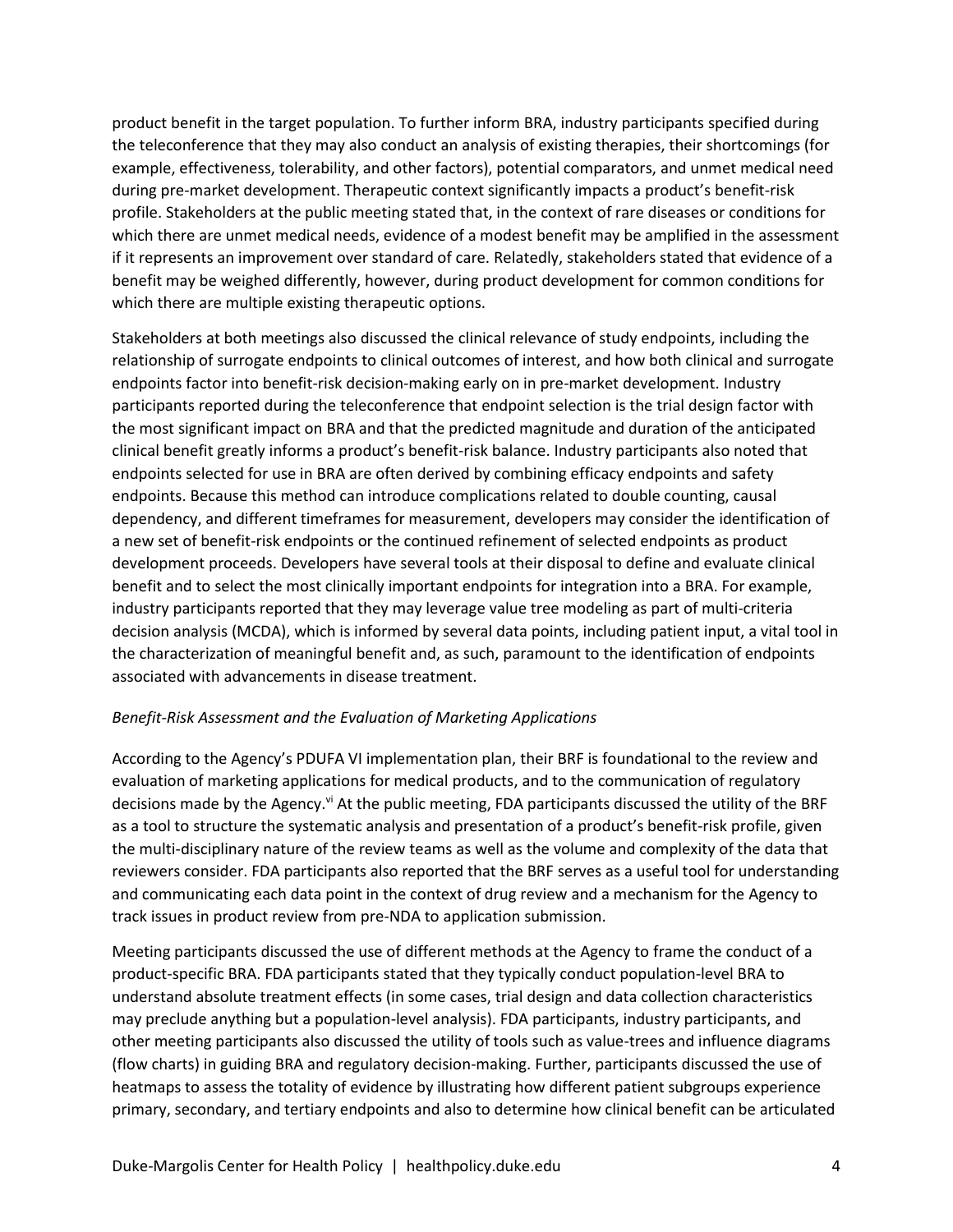product benefit in the target population. To further inform BRA, industry participants specified during the teleconference that they may also conduct an analysis of existing therapies, their shortcomings (for example, effectiveness, tolerability, and other factors), potential comparators, and unmet medical need during pre-market development. Therapeutic context significantly impacts a product's benefit-risk profile. Stakeholders at the public meeting stated that, in the context of rare diseases or conditions for which there are unmet medical needs, evidence of a modest benefit may be amplified in the assessment if it represents an improvement over standard of care. Relatedly, stakeholders stated that evidence of a benefit may be weighed differently, however, during product development for common conditions for which there are multiple existing therapeutic options.

Stakeholders at both meetings also discussed the clinical relevance of study endpoints, including the relationship of surrogate endpoints to clinical outcomes of interest, and how both clinical and surrogate endpoints factor into benefit-risk decision-making early on in pre-market development. Industry participants reported during the teleconference that endpoint selection is the trial design factor with the most significant impact on BRA and that the predicted magnitude and duration of the anticipated clinical benefit greatly informs a product's benefit-risk balance. Industry participants also noted that endpoints selected for use in BRA are often derived by combining efficacy endpoints and safety endpoints. Because this method can introduce complications related to double counting, causal dependency, and different timeframes for measurement, developers may consider the identification of a new set of benefit-risk endpoints or the continued refinement of selected endpoints as product development proceeds. Developers have several tools at their disposal to define and evaluate clinical benefit and to select the most clinically important endpoints for integration into a BRA. For example, industry participants reported that they may leverage value tree modeling as part of multi-criteria decision analysis (MCDA), which is informed by several data points, including patient input, a vital tool in the characterization of meaningful benefit and, as such, paramount to the identification of endpoints associated with advancements in disease treatment.

*Benefit-Risk Assessment and the Evaluation of Marketing Applications*

According to the Agency's PDUFA VI implementation plan, their BRF is foundational to the review and evaluation of marketing applications for medical products, and to the communication of regulatory decisions made by the Agency.[vi] At the public meeting, FDA participants discussed the utility of the BRF as a tool to structure the systematic analysis and presentation of a product's benefit-risk profile, given the multi-disciplinary nature of the review teams as well as the volume and complexity of the data that reviewers consider. FDA participants also reported that the BRF serves as a useful tool for understanding and communicating each data point in the context of drug review and a mechanism for the Agency to track issues in product review from pre-NDA to application submission.

Meeting participants discussed the use of different methods at the Agency to frame the conduct of a product-specific BRA. FDA participants stated that they typically conduct population-level BRA to understand absolute treatment effects (in some cases, trial design and data collection characteristics may preclude anything but a population-level analysis). FDA participants, industry participants, and other meeting participants also discussed the utility of tools such as value-trees and influence diagrams (flow charts) in guiding BRA and regulatory decision-making. Further, participants discussed the use of heatmaps to assess the totality of evidence by illustrating how different patient subgroups experience primary, secondary, and tertiary endpoints and also to determine how clinical benefit can be articulated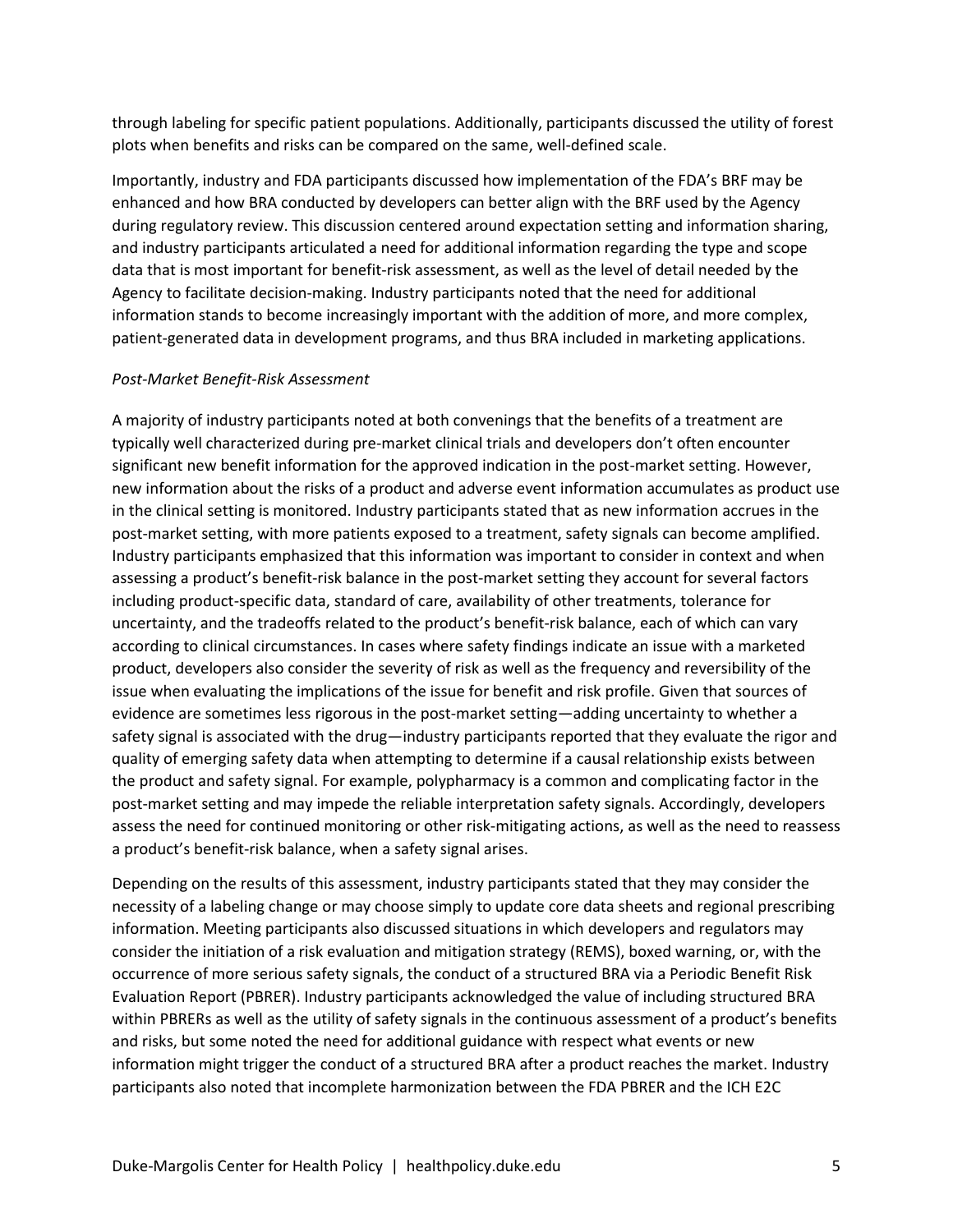through labeling for specific patient populations. Additionally, participants discussed the utility of forest plots when benefits and risks can be compared on the same, well-defined scale.

Importantly, industry and FDA participants discussed how implementation of the FDA's BRF may be enhanced and how BRA conducted by developers can better align with the BRF used by the Agency during regulatory review. This discussion centered around expectation setting and information sharing, and industry participants articulated a need for additional information regarding the type and scope data that is most important for benefit-risk assessment, as well as the level of detail needed by the Agency to facilitate decision-making. Industry participants noted that the need for additional information stands to become increasingly important with the addition of more, and more complex, patient-generated data in development programs, and thus BRA included in marketing applications.

*Post-Market Benefit-Risk Assessment*

A majority of industry participants noted at both convenings that the benefits of a treatment are typically well characterized during pre-market clinical trials and developers don't often encounter significant new benefit information for the approved indication in the post-market setting. However, new information about the risks of a product and adverse event information accumulates as product use in the clinical setting is monitored. Industry participants stated that as new information accrues in the post-market setting, with more patients exposed to a treatment, safety signals can become amplified. Industry participants emphasized that this information was important to consider in context and when assessing a product's benefit-risk balance in the post-market setting they account for several factors including product-specific data, standard of care, availability of other treatments, tolerance for uncertainty, and the tradeoffs related to the product's benefit-risk balance, each of which can vary according to clinical circumstances. In cases where safety findings indicate an issue with a marketed product, developers also consider the severity of risk as well as the frequency and reversibility of the issue when evaluating the implications of the issue for benefit and risk profile. Given that sources of evidence are sometimes less rigorous in the post-market setting—adding uncertainty to whether a safety signal is associated with the drug—industry participants reported that they evaluate the rigor and quality of emerging safety data when attempting to determine if a causal relationship exists between the product and safety signal. For example, polypharmacy is a common and complicating factor in the post-market setting and may impede the reliable interpretation safety signals. Accordingly, developers assess the need for continued monitoring or other risk-mitigating actions, as well as the need to reassess a product's benefit-risk balance, when a safety signal arises.

Depending on the results of this assessment, industry participants stated that they may consider the necessity of a labeling change or may choose simply to update core data sheets and regional prescribing information. Meeting participants also discussed situations in which developers and regulators may consider the initiation of a risk evaluation and mitigation strategy (REMS), boxed warning, or, with the occurrence of more serious safety signals, the conduct of a structured BRA via a Periodic Benefit Risk Evaluation Report (PBRER). Industry participants acknowledged the value of including structured BRA within PBRERs as well as the utility of safety signals in the continuous assessment of a product's benefits and risks, but some noted the need for additional guidance with respect what events or new information might trigger the conduct of a structured BRA after a product reaches the market. Industry participants also noted that incomplete harmonization between the FDA PBRER and the ICH E2C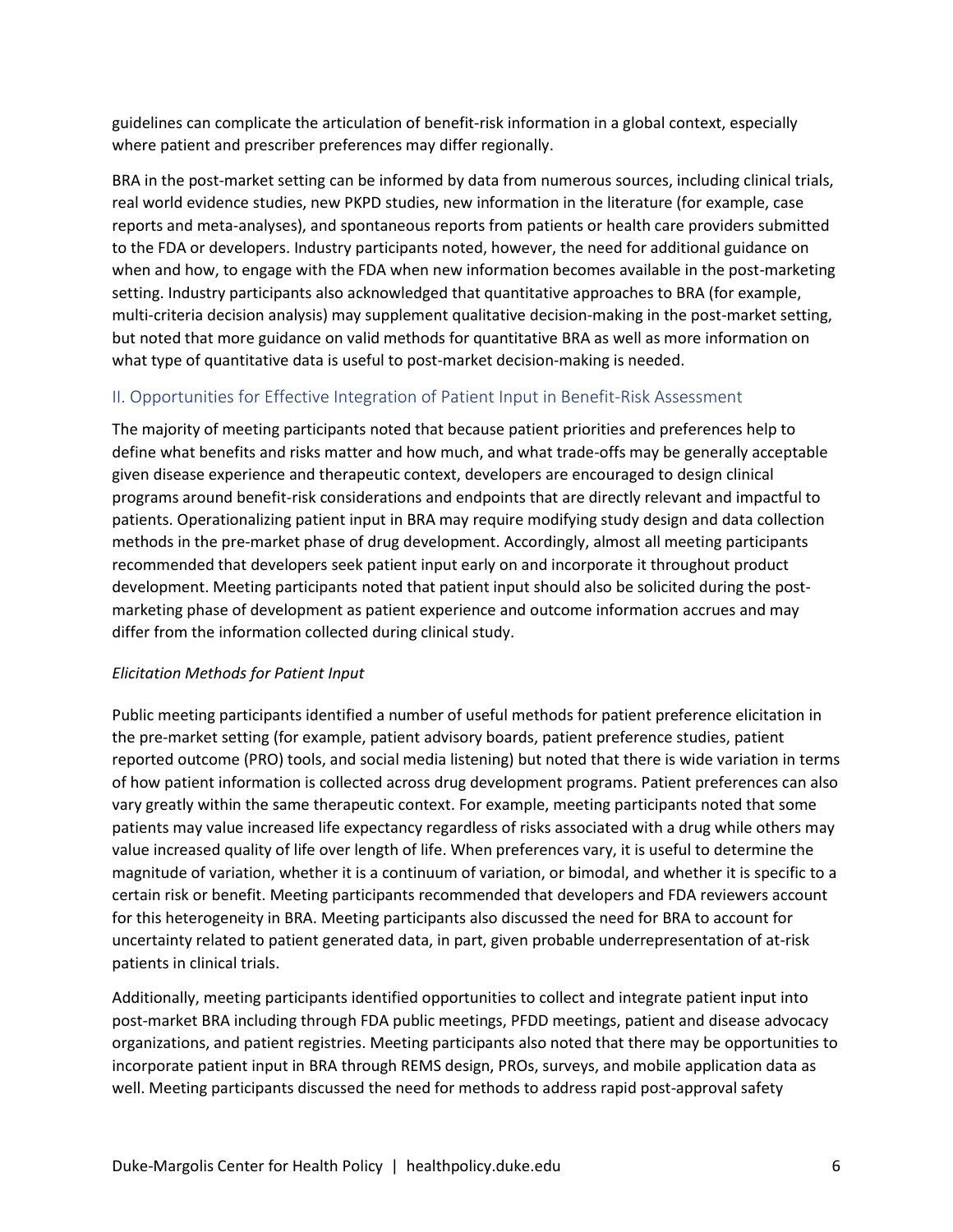guidelines can complicate the articulation of benefit-risk information in a global context, especially where patient and prescriber preferences may differ regionally.

BRA in the post-market setting can be informed by data from numerous sources, including clinical trials, real world evidence studies, new PKPD studies, new information in the literature (for example, case reports and meta-analyses), and spontaneous reports from patients or health care providers submitted to the FDA or developers. Industry participants noted, however, the need for additional guidance on when and how, to engage with the FDA when new information becomes available in the post-marketing setting. Industry participants also acknowledged that quantitative approaches to BRA (for example, multi-criteria decision analysis) may supplement qualitative decision-making in the post-market setting, but noted that more guidance on valid methods for quantitative BRA as well as more information on what type of quantitative data is useful to post-market decision-making is needed.

## II. Opportunities for Effective Integration of Patient Input in Benefit-Risk Assessment

The majority of meeting participants noted that because patient priorities and preferences help to define what benefits and risks matter and how much, and what trade-offs may be generally acceptable given disease experience and therapeutic context, developers are encouraged to design clinical programs around benefit-risk considerations and endpoints that are directly relevant and impactful to patients. Operationalizing patient input in BRA may require modifying study design and data collection methods in the pre-market phase of drug development. Accordingly, almost all meeting participants recommended that developers seek patient input early on and incorporate it throughout product development. Meeting participants noted that patient input should also be solicited during the post-marketing phase of development as patient experience and outcome information accrues and may differ from the information collected during clinical study.

*Elicitation Methods for Patient Input*

Public meeting participants identified a number of useful methods for patient preference elicitation in the pre-market setting (for example, patient advisory boards, patient preference studies, patient reported outcome (PRO) tools, and social media listening) but noted that there is wide variation in terms of how patient information is collected across drug development programs. Patient preferences can also vary greatly within the same therapeutic context. For example, meeting participants noted that some patients may value increased life expectancy regardless of risks associated with a drug while others may value increased quality of life over length of life. When preferences vary, it is useful to determine the magnitude of variation, whether it is a continuum of variation, or bimodal, and whether it is specific to a certain risk or benefit. Meeting participants recommended that developers and FDA reviewers account for this heterogeneity in BRA. Meeting participants also discussed the need for BRA to account for uncertainty related to patient generated data, in part, given probable underrepresentation of at-risk patients in clinical trials.

Additionally, meeting participants identified opportunities to collect and integrate patient input into post-market BRA including through FDA public meetings, PFDD meetings, patient and disease advocacy organizations, and patient registries. Meeting participants also noted that there may be opportunities to incorporate patient input in BRA through REMS design, PROs, surveys, and mobile application data as well. Meeting participants discussed the need for methods to address rapid post-approval safety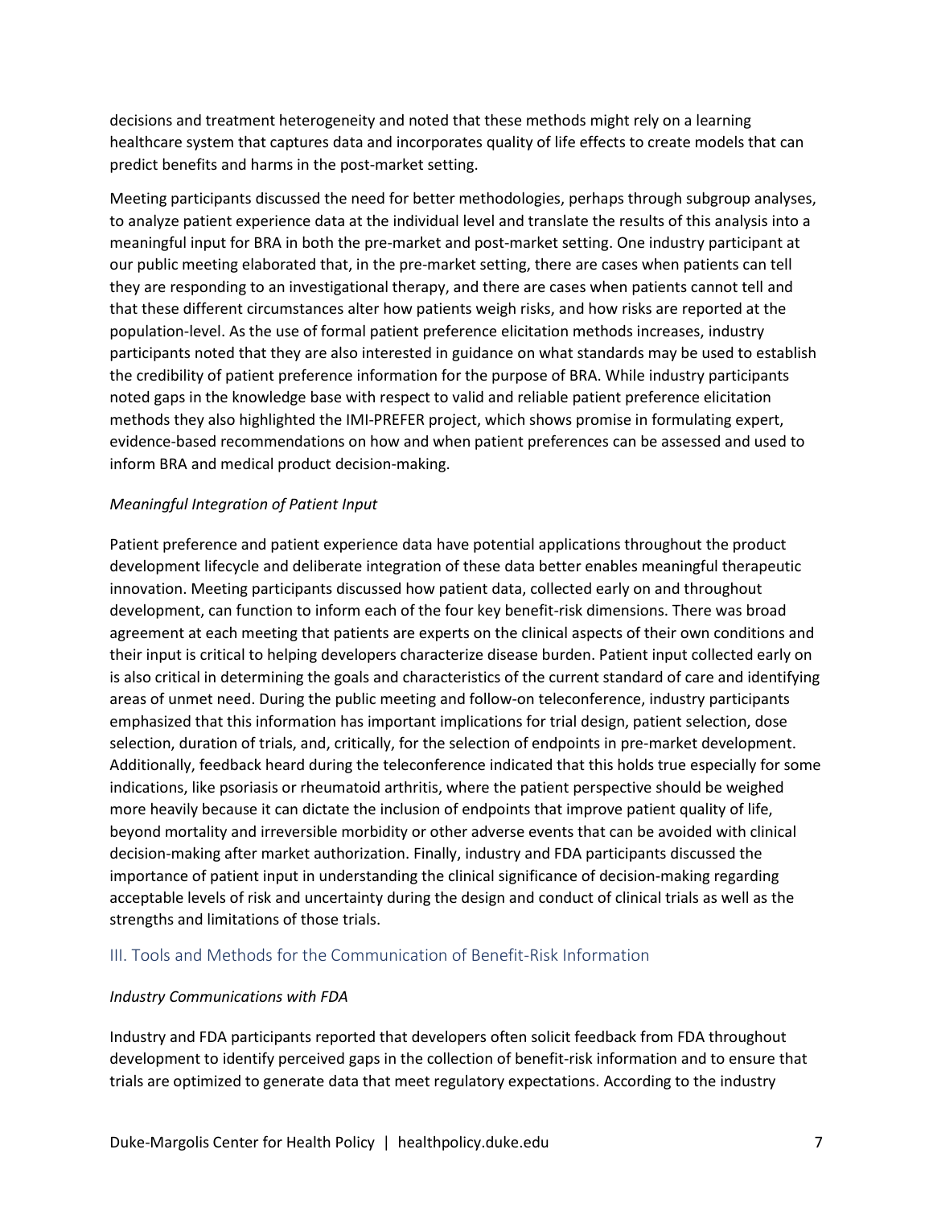decisions and treatment heterogeneity and noted that these methods might rely on a learning healthcare system that captures data and incorporates quality of life effects to create models that can predict benefits and harms in the post-market setting.

Meeting participants discussed the need for better methodologies, perhaps through subgroup analyses, to analyze patient experience data at the individual level and translate the results of this analysis into a meaningful input for BRA in both the pre-market and post-market setting. One industry participant at our public meeting elaborated that, in the pre-market setting, there are cases when patients can tell they are responding to an investigational therapy, and there are cases when patients cannot tell and that these different circumstances alter how patients weigh risks, and how risks are reported at the population-level. As the use of formal patient preference elicitation methods increases, industry participants noted that they are also interested in guidance on what standards may be used to establish the credibility of patient preference information for the purpose of BRA. While industry participants noted gaps in the knowledge base with respect to valid and reliable patient preference elicitation methods they also highlighted the IMI-PREFER project, which shows promise in formulating expert, evidence-based recommendations on how and when patient preferences can be assessed and used to inform BRA and medical product decision-making.

*Meaningful Integration of Patient Input*

Patient preference and patient experience data have potential applications throughout the product development lifecycle and deliberate integration of these data better enables meaningful therapeutic innovation. Meeting participants discussed how patient data, collected early on and throughout development, can function to inform each of the four key benefit-risk dimensions. There was broad agreement at each meeting that patients are experts on the clinical aspects of their own conditions and their input is critical to helping developers characterize disease burden. Patient input collected early on is also critical in determining the goals and characteristics of the current standard of care and identifying areas of unmet need. During the public meeting and follow-on teleconference, industry participants emphasized that this information has important implications for trial design, patient selection, dose selection, duration of trials, and, critically, for the selection of endpoints in pre-market development. Additionally, feedback heard during the teleconference indicated that this holds true especially for some indications, like psoriasis or rheumatoid arthritis, where the patient perspective should be weighed more heavily because it can dictate the inclusion of endpoints that improve patient quality of life, beyond mortality and irreversible morbidity or other adverse events that can be avoided with clinical decision-making after market authorization. Finally, industry and FDA participants discussed the importance of patient input in understanding the clinical significance of decision-making regarding acceptable levels of risk and uncertainty during the design and conduct of clinical trials as well as the strengths and limitations of those trials.

## III. Tools and Methods for the Communication of Benefit-Risk Information

*Industry Communications with FDA*

Industry and FDA participants reported that developers often solicit feedback from FDA throughout development to identify perceived gaps in the collection of benefit-risk information and to ensure that trials are optimized to generate data that meet regulatory expectations. According to the industry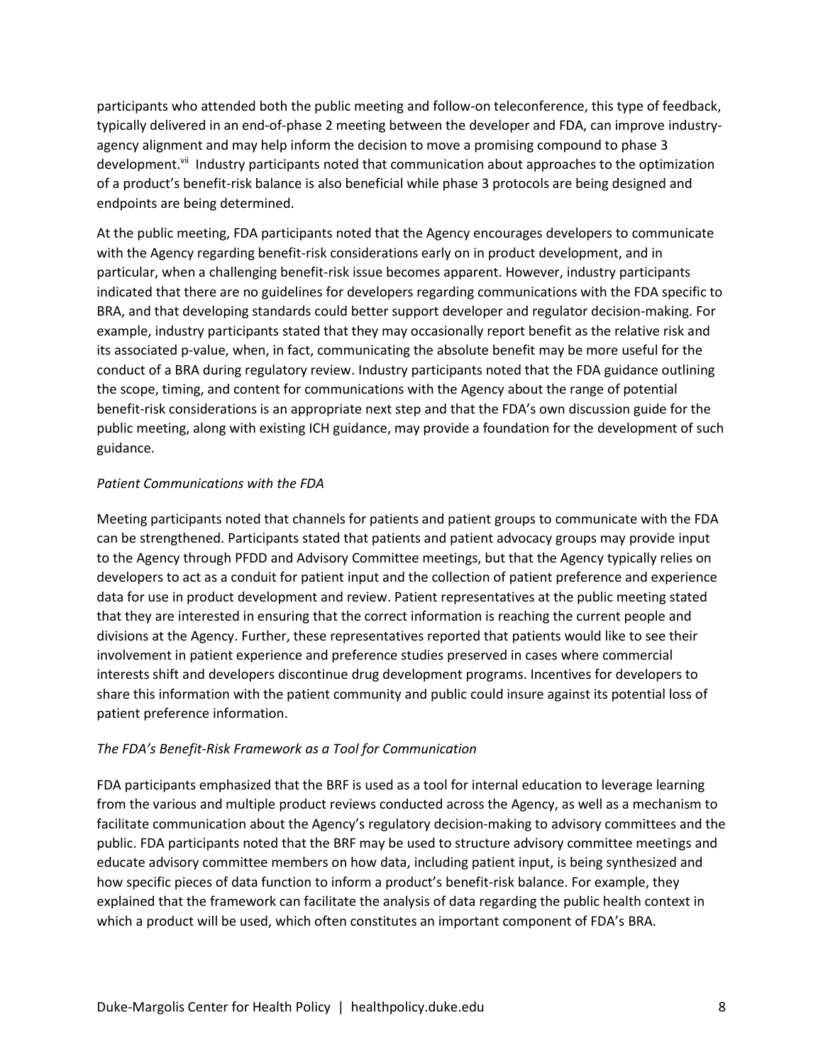participants who attended both the public meeting and follow-on teleconference, this type of feedback, typically delivered in an end-of-phase 2 meeting between the developer and FDA, can improve industry-agency alignment and may help inform the decision to move a promising compound to phase 3 development.[vii] Industry participants noted that communication about approaches to the optimization of a product's benefit-risk balance is also beneficial while phase 3 protocols are being designed and endpoints are being determined.

At the public meeting, FDA participants noted that the Agency encourages developers to communicate with the Agency regarding benefit-risk considerations early on in product development, and in particular, when a challenging benefit-risk issue becomes apparent. However, industry participants indicated that there are no guidelines for developers regarding communications with the FDA specific to BRA, and that developing standards could better support developer and regulator decision-making. For example, industry participants stated that they may occasionally report benefit as the relative risk and its associated p-value, when, in fact, communicating the absolute benefit may be more useful for the conduct of a BRA during regulatory review. Industry participants noted that the FDA guidance outlining the scope, timing, and content for communications with the Agency about the range of potential benefit-risk considerations is an appropriate next step and that the FDA's own discussion guide for the public meeting, along with existing ICH guidance, may provide a foundation for the development of such guidance.

*Patient Communications with the FDA*

Meeting participants noted that channels for patients and patient groups to communicate with the FDA can be strengthened. Participants stated that patients and patient advocacy groups may provide input to the Agency through PFDD and Advisory Committee meetings, but that the Agency typically relies on developers to act as a conduit for patient input and the collection of patient preference and experience data for use in product development and review. Patient representatives at the public meeting stated that they are interested in ensuring that the correct information is reaching the current people and divisions at the Agency. Further, these representatives reported that patients would like to see their involvement in patient experience and preference studies preserved in cases where commercial interests shift and developers discontinue drug development programs. Incentives for developers to share this information with the patient community and public could insure against its potential loss of patient preference information.

*The FDA's Benefit-Risk Framework as a Tool for Communication*

FDA participants emphasized that the BRF is used as a tool for internal education to leverage learning from the various and multiple product reviews conducted across the Agency, as well as a mechanism to facilitate communication about the Agency's regulatory decision-making to advisory committees and the public. FDA participants noted that the BRF may be used to structure advisory committee meetings and educate advisory committee members on how data, including patient input, is being synthesized and how specific pieces of data function to inform a product's benefit-risk balance. For example, they explained that the framework can facilitate the analysis of data regarding the public health context in which a product will be used, which often constitutes an important component of FDA's BRA.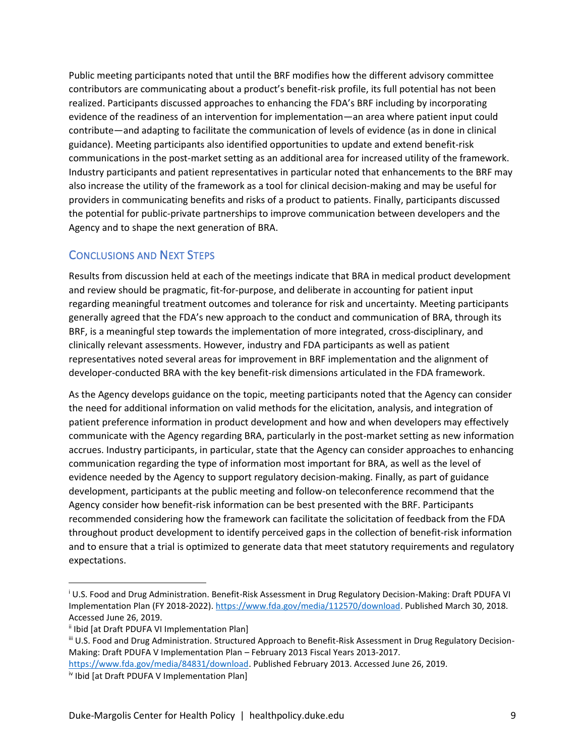Public meeting participants noted that until the BRF modifies how the different advisory committee contributors are communicating about a product's benefit-risk profile, its full potential has not been realized. Participants discussed approaches to enhancing the FDA's BRF including by incorporating evidence of the readiness of an intervention for implementation—an area where patient input could contribute—and adapting to facilitate the communication of levels of evidence (as in done in clinical guidance). Meeting participants also identified opportunities to update and extend benefit-risk communications in the post-market setting as an additional area for increased utility of the framework. Industry participants and patient representatives in particular noted that enhancements to the BRF may also increase the utility of the framework as a tool for clinical decision-making and may be useful for providers in communicating benefits and risks of a product to patients. Finally, participants discussed the potential for public-private partnerships to improve communication between developers and the Agency and to shape the next generation of BRA.

## Conclusions and Next Steps

Results from discussion held at each of the meetings indicate that BRA in medical product development and review should be pragmatic, fit-for-purpose, and deliberate in accounting for patient input regarding meaningful treatment outcomes and tolerance for risk and uncertainty. Meeting participants generally agreed that the FDA's new approach to the conduct and communication of BRA, through its BRF, is a meaningful step towards the implementation of more integrated, cross-disciplinary, and clinically relevant assessments. However, industry and FDA participants as well as patient representatives noted several areas for improvement in BRF implementation and the alignment of developer-conducted BRA with the key benefit-risk dimensions articulated in the FDA framework.

As the Agency develops guidance on the topic, meeting participants noted that the Agency can consider the need for additional information on valid methods for the elicitation, analysis, and integration of patient preference information in product development and how and when developers may effectively communicate with the Agency regarding BRA, particularly in the post-market setting as new information accrues. Industry participants, in particular, state that the Agency can consider approaches to enhancing communication regarding the type of information most important for BRA, as well as the level of evidence needed by the Agency to support regulatory decision-making. Finally, as part of guidance development, participants at the public meeting and follow-on teleconference recommend that the Agency consider how benefit-risk information can be best presented with the BRF. Participants recommended considering how the framework can facilitate the solicitation of feedback from the FDA throughout product development to identify perceived gaps in the collection of benefit-risk information and to ensure that a trial is optimized to generate data that meet statutory requirements and regulatory expectations.

---

[i] U.S. Food and Drug Administration. Benefit-Risk Assessment in Drug Regulatory Decision-Making: Draft PDUFA VI Implementation Plan (FY 2018-2022). https://www.fda.gov/media/112570/download. Published March 30, 2018. Accessed June 26, 2019.

[ii] Ibid [at Draft PDUFA VI Implementation Plan]

[iii] U.S. Food and Drug Administration. Structured Approach to Benefit-Risk Assessment in Drug Regulatory Decision-Making: Draft PDUFA V Implementation Plan – February 2013 Fiscal Years 2013-2017. https://www.fda.gov/media/84831/download. Published February 2013. Accessed June 26, 2019.

[iv] Ibid [at Draft PDUFA V Implementation Plan]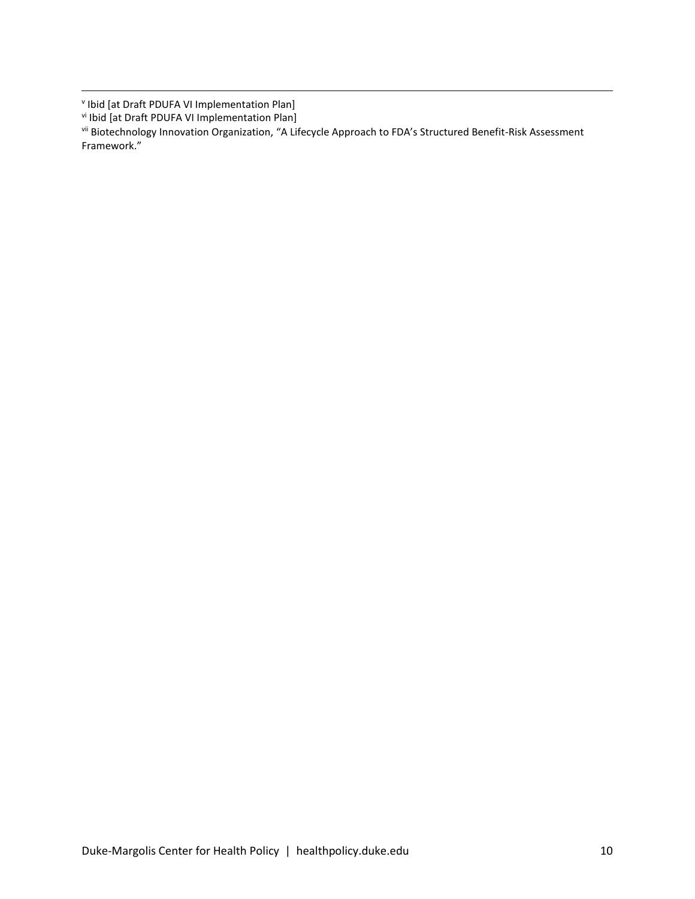[v] Ibid [at Draft PDUFA VI Implementation Plan]

[vi] Ibid [at Draft PDUFA VI Implementation Plan]

[vii] Biotechnology Innovation Organization, "A Lifecycle Approach to FDA's Structured Benefit-Risk Assessment Framework."